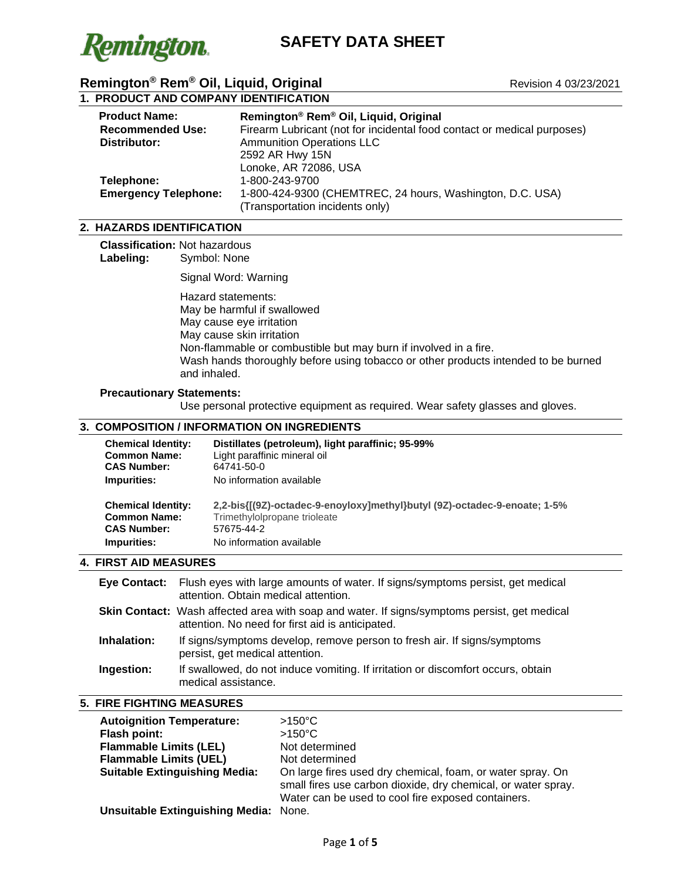# SAFETY DATA SHEET

## Remington® Rem® Oil, Liquid, Original

Revision 4 03/23/2021

## 1. PRODUCT AND COMPANY IDENTIFICATION

**Product Name:** **Remington® Rem® Oil, Liquid, Original**
**Recommended Use:** Firearm Lubricant (not for incidental food contact or medical purposes)
**Distributor:** Ammunition Operations LLC
2592 AR Hwy 15N
Lonoke, AR 72086, USA
**Telephone:** 1-800-243-9700
**Emergency Telephone:** 1-800-424-9300 (CHEMTREC, 24 hours, Washington, D.C. USA) (Transportation incidents only)

## 2. HAZARDS IDENTIFICATION

**Classification:** Not hazardous
**Labeling:** Symbol: None

Signal Word: Warning

Hazard statements:
May be harmful if swallowed
May cause eye irritation
May cause skin irritation
Non-flammable or combustible but may burn if involved in a fire.
Wash hands thoroughly before using tobacco or other products intended to be burned and inhaled.

**Precautionary Statements:**
Use personal protective equipment as required. Wear safety glasses and gloves.

## 3. COMPOSITION / INFORMATION ON INGREDIENTS

**Chemical Identity:** **Distillates (petroleum), light paraffinic; 95-99%**
**Common Name:** Light paraffinic mineral oil
**CAS Number:** 64741-50-0
**Impurities:** No information available

**Chemical Identity:** **2,2-bis{[(9Z)-octadec-9-enoyloxy]methyl}butyl (9Z)-octadec-9-enoate; 1-5%**
**Common Name:** Trimethylolpropane trioleate
**CAS Number:** 57675-44-2
**Impurities:** No information available

## 4. FIRST AID MEASURES

**Eye Contact:** Flush eyes with large amounts of water. If signs/symptoms persist, get medical attention. Obtain medical attention.

**Skin Contact:** Wash affected area with soap and water. If signs/symptoms persist, get medical attention. No need for first aid is anticipated.

**Inhalation:** If signs/symptoms develop, remove person to fresh air. If signs/symptoms persist, get medical attention.

**Ingestion:** If swallowed, do not induce vomiting. If irritation or discomfort occurs, obtain medical assistance.

## 5. FIRE FIGHTING MEASURES

**Autoignition Temperature:** >150°C
**Flash point:** >150°C
**Flammable Limits (LEL)** Not determined
**Flammable Limits (UEL)** Not determined
**Suitable Extinguishing Media:** On large fires used dry chemical, foam, or water spray. On small fires use carbon dioxide, dry chemical, or water spray. Water can be used to cool fire exposed containers.
**Unsuitable Extinguishing Media:** None.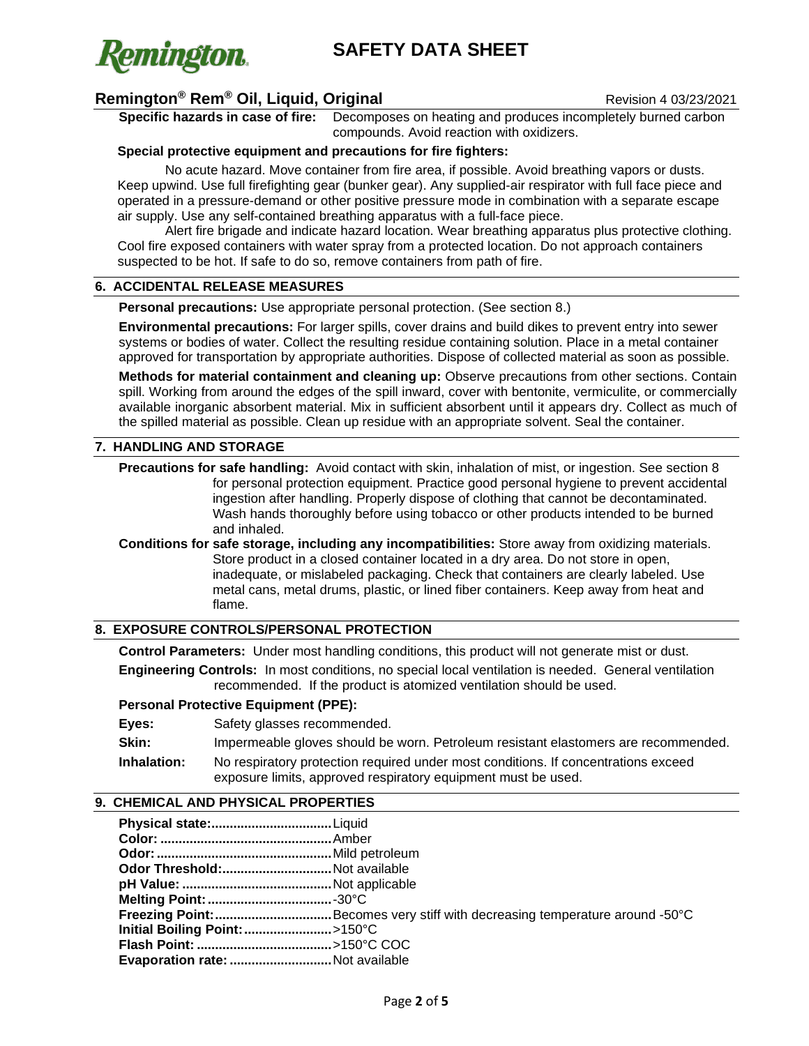**Specific hazards in case of fire:** Decomposes on heating and produces incompletely burned carbon compounds. Avoid reaction with oxidizers.

**Special protective equipment and precautions for fire fighters:**

No acute hazard. Move container from fire area, if possible. Avoid breathing vapors or dusts. Keep upwind. Use full firefighting gear (bunker gear). Any supplied-air respirator with full face piece and operated in a pressure-demand or other positive pressure mode in combination with a separate escape air supply. Use any self-contained breathing apparatus with a full-face piece.

Alert fire brigade and indicate hazard location. Wear breathing apparatus plus protective clothing. Cool fire exposed containers with water spray from a protected location. Do not approach containers suspected to be hot. If safe to do so, remove containers from path of fire.

## 6. ACCIDENTAL RELEASE MEASURES

**Personal precautions:** Use appropriate personal protection. (See section 8.)

**Environmental precautions:** For larger spills, cover drains and build dikes to prevent entry into sewer systems or bodies of water. Collect the resulting residue containing solution. Place in a metal container approved for transportation by appropriate authorities. Dispose of collected material as soon as possible.

**Methods for material containment and cleaning up:** Observe precautions from other sections. Contain spill. Working from around the edges of the spill inward, cover with bentonite, vermiculite, or commercially available inorganic absorbent material. Mix in sufficient absorbent until it appears dry. Collect as much of the spilled material as possible. Clean up residue with an appropriate solvent. Seal the container.

## 7. HANDLING AND STORAGE

**Precautions for safe handling:** Avoid contact with skin, inhalation of mist, or ingestion. See section 8 for personal protection equipment. Practice good personal hygiene to prevent accidental ingestion after handling. Properly dispose of clothing that cannot be decontaminated. Wash hands thoroughly before using tobacco or other products intended to be burned and inhaled.

**Conditions for safe storage, including any incompatibilities:** Store away from oxidizing materials. Store product in a closed container located in a dry area. Do not store in open, inadequate, or mislabeled packaging. Check that containers are clearly labeled. Use metal cans, metal drums, plastic, or lined fiber containers. Keep away from heat and flame.

## 8. EXPOSURE CONTROLS/PERSONAL PROTECTION

**Control Parameters:** Under most handling conditions, this product will not generate mist or dust.

**Engineering Controls:** In most conditions, no special local ventilation is needed. General ventilation recommended. If the product is atomized ventilation should be used.

**Personal Protective Equipment (PPE):**

**Eyes:** Safety glasses recommended.

**Skin:** Impermeable gloves should be worn. Petroleum resistant elastomers are recommended.

**Inhalation:** No respiratory protection required under most conditions. If concentrations exceed exposure limits, approved respiratory equipment must be used.

## 9. CHEMICAL AND PHYSICAL PROPERTIES

**Physical state:** Liquid
**Color:** Amber
**Odor:** Mild petroleum
**Odor Threshold:** Not available
**pH Value:** Not applicable
**Melting Point:** -30°C
**Freezing Point:** Becomes very stiff with decreasing temperature around -50°C
**Initial Boiling Point:** >150°C
**Flash Point:** >150°C COC
**Evaporation rate:** Not available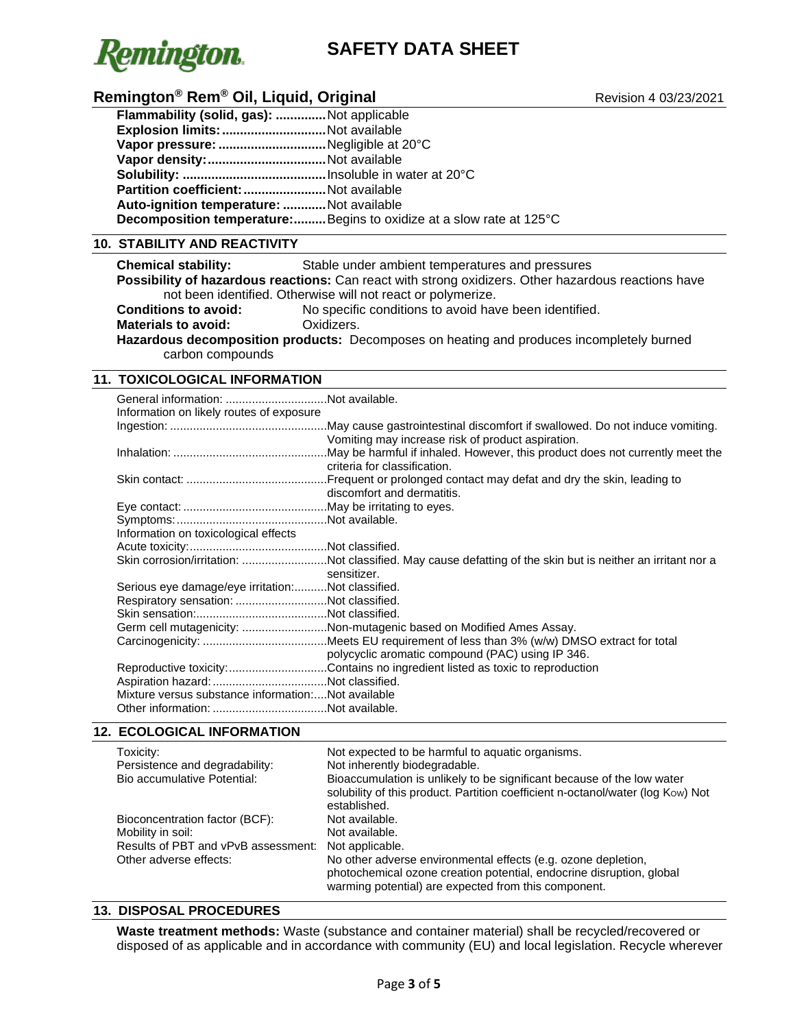**Flammability (solid, gas):** ............. Not applicable
**Explosion limits:** ............................ Not available
**Vapor pressure:** ............................. Negligible at 20°C
**Vapor density:** ................................ Not available
**Solubility:** ........................................ Insoluble in water at 20°C
**Partition coefficient:** ....................... Not available
**Auto-ignition temperature:** ............ Not available
**Decomposition temperature:** ......... Begins to oxidize at a slow rate at 125°C

## 10. STABILITY AND REACTIVITY

**Chemical stability:** Stable under ambient temperatures and pressures

**Possibility of hazardous reactions:** Can react with strong oxidizers. Other hazardous reactions have not been identified. Otherwise will not react or polymerize.

**Conditions to avoid:** No specific conditions to avoid have been identified.

**Materials to avoid:** Oxidizers.

**Hazardous decomposition products:** Decomposes on heating and produces incompletely burned carbon compounds

## 11. TOXICOLOGICAL INFORMATION

General information: ............................... Not available.

Information on likely routes of exposure

Ingestion: ................................................ May cause gastrointestinal discomfort if swallowed. Do not induce vomiting. Vomiting may increase risk of product aspiration.

Inhalation: ............................................... May be harmful if inhaled. However, this product does not currently meet the criteria for classification.

Skin contact: ........................................... Frequent or prolonged contact may defat and dry the skin, leading to discomfort and dermatitis.

Eye contact: ............................................ May be irritating to eyes.

Symptoms: .............................................. Not available.

Information on toxicological effects

Acute toxicity: .......................................... Not classified.

Skin corrosion/irritation: .......................... Not classified. May cause defatting of the skin but is neither an irritant nor a sensitizer.

Serious eye damage/eye irritation: .......... Not classified.

Respiratory sensation: ............................ Not classified.

Skin sensation: ........................................ Not classified.

Germ cell mutagenicity: .......................... Non-mutagenic based on Modified Ames Assay.

Carcinogenicity: ...................................... Meets EU requirement of less than 3% (w/w) DMSO extract for total polycyclic aromatic compound (PAC) using IP 346.

Reproductive toxicity: .............................. Contains no ingredient listed as toxic to reproduction

Aspiration hazard: ................................... Not classified.

Mixture versus substance information: .... Not available

Other information: ................................... Not available.

## 12. ECOLOGICAL INFORMATION

| | |
|---|---|
| Toxicity: | Not expected to be harmful to aquatic organisms. |
| Persistence and degradability: | Not inherently biodegradable. |
| Bio accumulative Potential: | Bioaccumulation is unlikely to be significant because of the low water solubility of this product. Partition coefficient n-octanol/water (log $K_{OW}$) Not established. |
| Bioconcentration factor (BCF): | Not available. |
| Mobility in soil: | Not available. |
| Results of PBT and vPvB assessment: | Not applicable. |
| Other adverse effects: | No other adverse environmental effects (e.g. ozone depletion, photochemical ozone creation potential, endocrine disruption, global warming potential) are expected from this component. |

## 13. DISPOSAL PROCEDURES

**Waste treatment methods:** Waste (substance and container material) shall be recycled/recovered or disposed of as applicable and in accordance with community (EU) and local legislation. Recycle wherever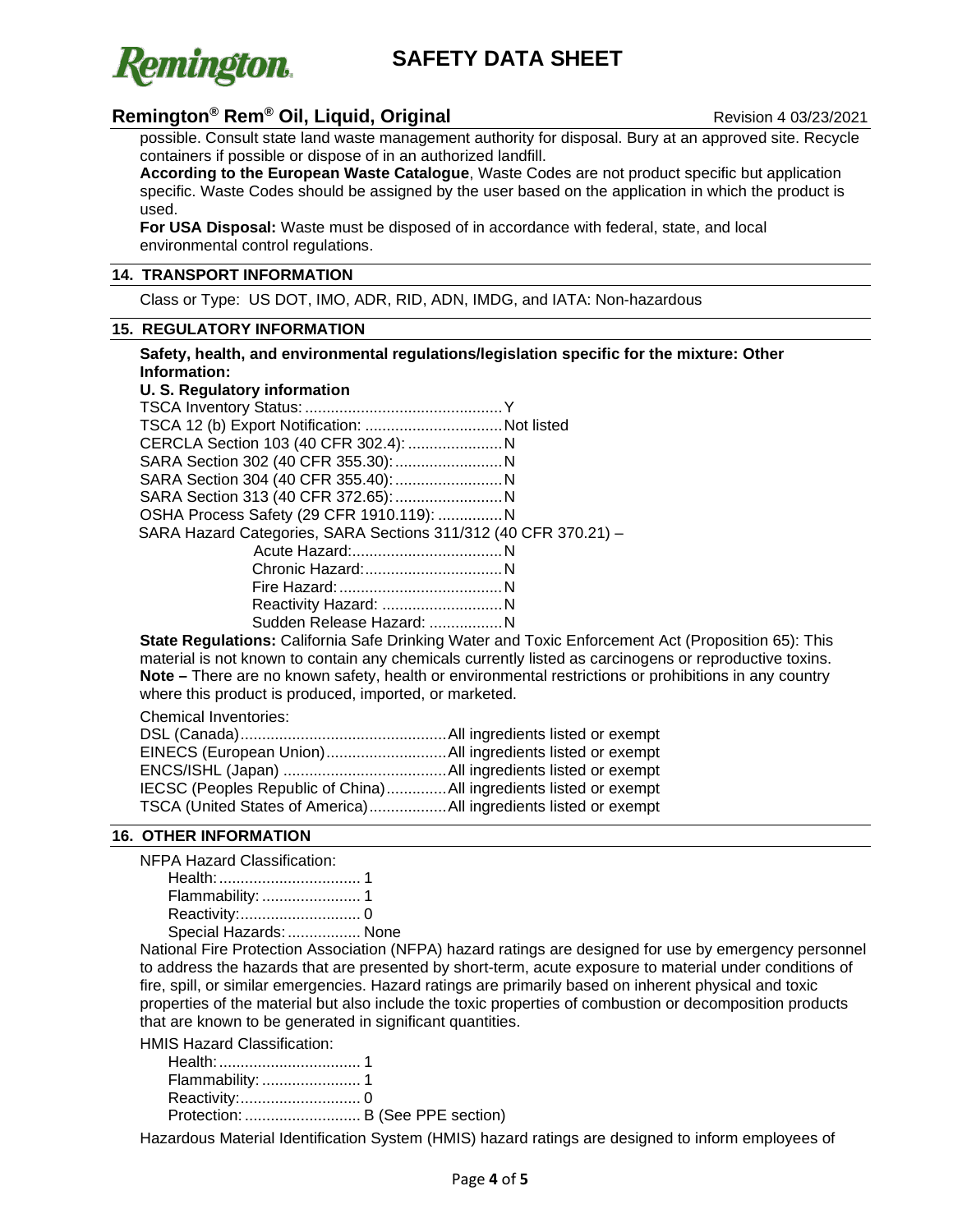possible. Consult state land waste management authority for disposal. Bury at an approved site. Recycle containers if possible or dispose of in an authorized landfill.

**According to the European Waste Catalogue**, Waste Codes are not product specific but application specific. Waste Codes should be assigned by the user based on the application in which the product is used.

**For USA Disposal:** Waste must be disposed of in accordance with federal, state, and local environmental control regulations.

## 14. TRANSPORT INFORMATION

Class or Type: US DOT, IMO, ADR, RID, ADN, IMDG, and IATA: Non-hazardous

## 15. REGULATORY INFORMATION

**Safety, health, and environmental regulations/legislation specific for the mixture: Other Information:**

**U. S. Regulatory information**

TSCA Inventory Status:............................................Y
TSCA 12 (b) Export Notification: ...............................Not listed
CERCLA Section 103 (40 CFR 302.4): ....................N
SARA Section 302 (40 CFR 355.30):.......................N
SARA Section 304 (40 CFR 355.40):.......................N
SARA Section 313 (40 CFR 372.65):.......................N
OSHA Process Safety (29 CFR 1910.119): ..............N
SARA Hazard Categories, SARA Sections 311/312 (40 CFR 370.21) –
- Acute Hazard:..................................N
- Chronic Hazard:...............................N
- Fire Hazard:.....................................N
- Reactivity Hazard: ...........................N
- Sudden Release Hazard: ................N

**State Regulations:** California Safe Drinking Water and Toxic Enforcement Act (Proposition 65): This material is not known to contain any chemicals currently listed as carcinogens or reproductive toxins.
**Note –** There are no known safety, health or environmental restrictions or prohibitions in any country where this product is produced, imported, or marketed.

Chemical Inventories:

DSL (Canada)...............................................All ingredients listed or exempt
EINECS (European Union)...........................All ingredients listed or exempt
ENCS/ISHL (Japan) .....................................All ingredients listed or exempt
IECSC (Peoples Republic of China).............All ingredients listed or exempt
TSCA (United States of America).................All ingredients listed or exempt

## 16. OTHER INFORMATION

NFPA Hazard Classification:
- Health:................................ 1
- Flammability: ...................... 1
- Reactivity:........................... 0
- Special Hazards:................ None

National Fire Protection Association (NFPA) hazard ratings are designed for use by emergency personnel to address the hazards that are presented by short-term, acute exposure to material under conditions of fire, spill, or similar emergencies. Hazard ratings are primarily based on inherent physical and toxic properties of the material but also include the toxic properties of combustion or decomposition products that are known to be generated in significant quantities.

HMIS Hazard Classification:
- Health:................................ 1
- Flammability: ...................... 1
- Reactivity:........................... 0
- Protection: .......................... B (See PPE section)

Hazardous Material Identification System (HMIS) hazard ratings are designed to inform employees of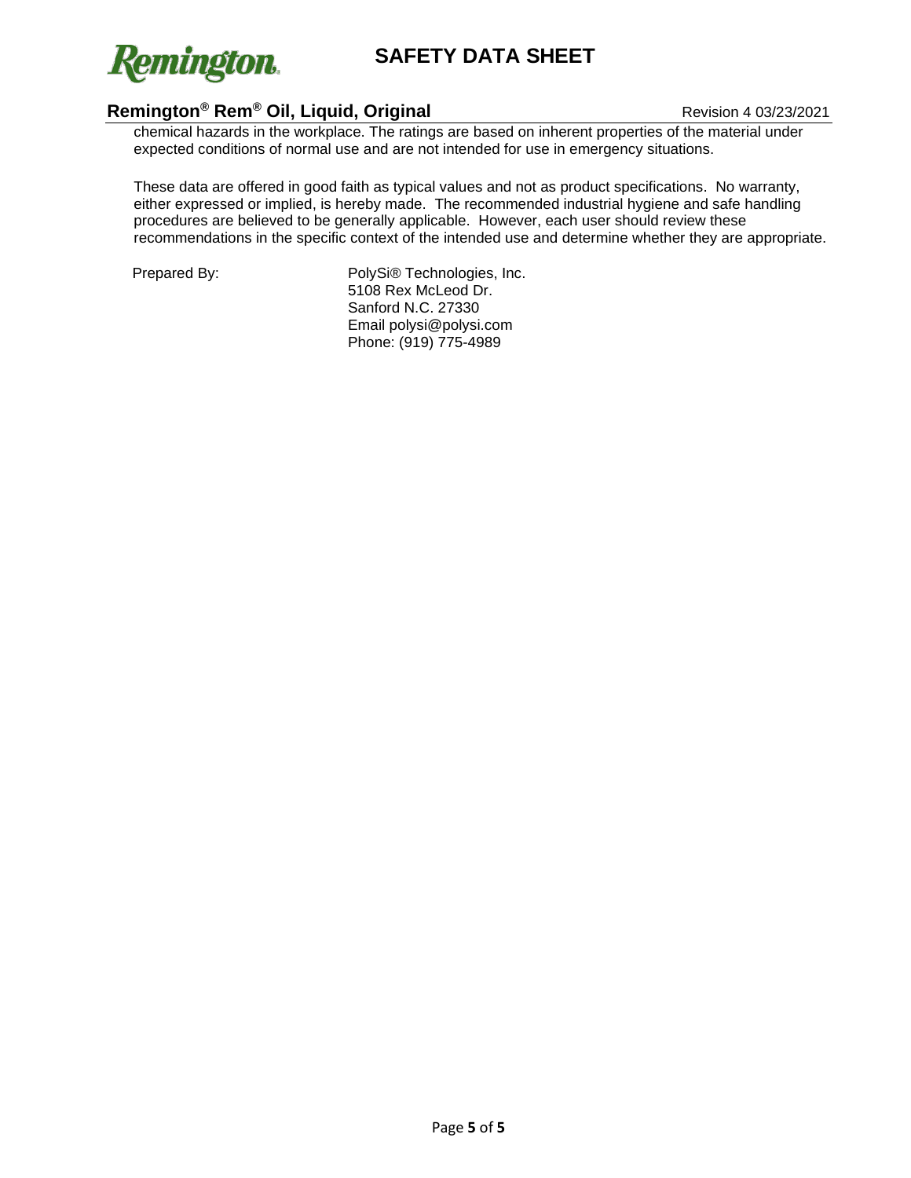chemical hazards in the workplace. The ratings are based on inherent properties of the material under expected conditions of normal use and are not intended for use in emergency situations.

These data are offered in good faith as typical values and not as product specifications. No warranty, either expressed or implied, is hereby made. The recommended industrial hygiene and safe handling procedures are believed to be generally applicable. However, each user should review these recommendations in the specific context of the intended use and determine whether they are appropriate.

Prepared By:

PolySi® Technologies, Inc.
5108 Rex McLeod Dr.
Sanford N.C. 27330
Email polysi@polysi.com
Phone: (919) 775-4989